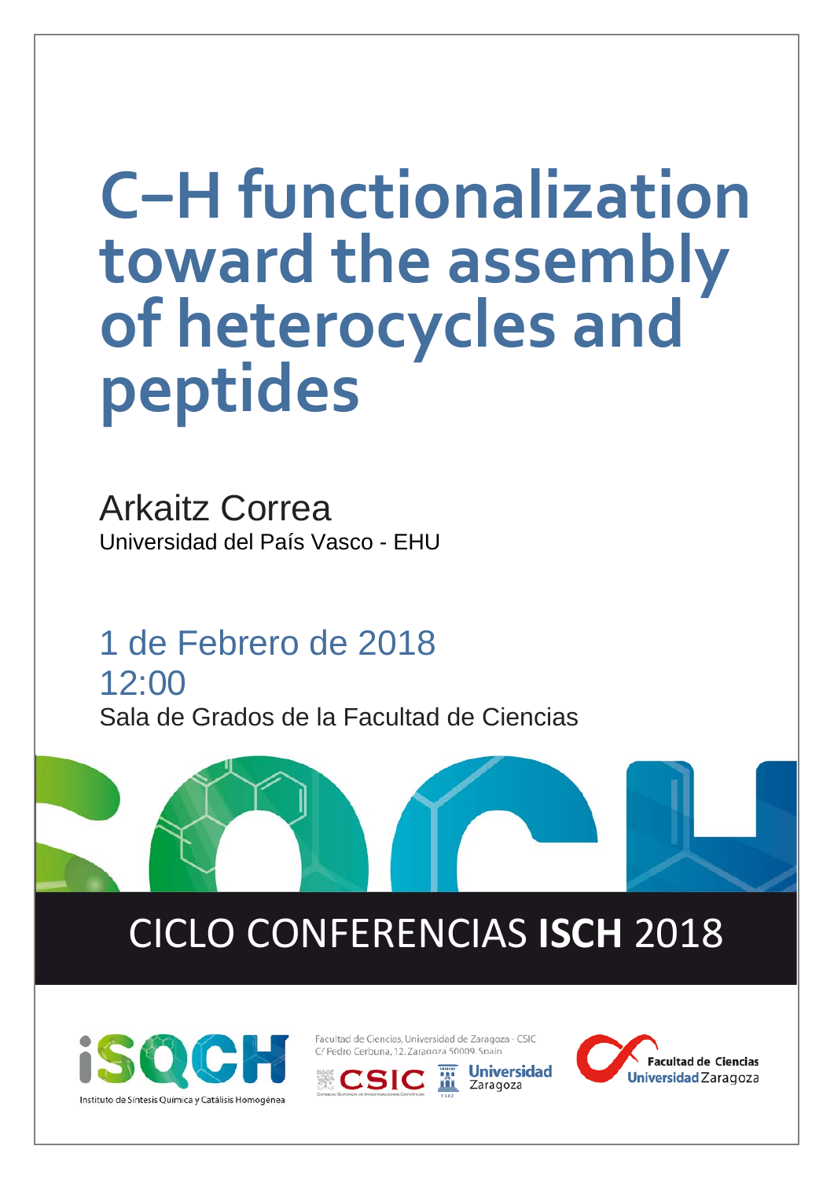# C–H functionalization toward the assembly of heterocycles and peptides

Arkaitz Correa

Universidad del País Vasco - EHU

1 de Febrero de 2018

12:00

Sala de Grados de la Facultad de Ciencias

CICLO CONFERENCIAS **ISCH** 2018

iSQCH

Instituto de Síntesis Química y Catálisis Homogénea

Facultad de Ciencias, Universidad de Zaragoza - CSIC

C/ Pedro Cerbuna, 12. Zaragoza 50009. Spain

CSIC

Universidad Zaragoza

Facultad de Ciencias Universidad Zaragoza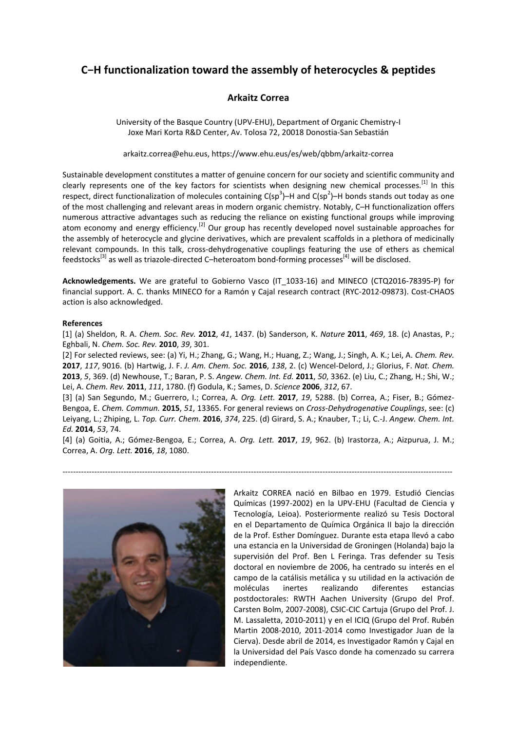# C–H functionalization toward the assembly of heterocycles & peptides

**Arkaitz Correa**

University of the Basque Country (UPV-EHU), Department of Organic Chemistry-I
Joxe Mari Korta R&D Center, Av. Tolosa 72, 20018 Donostia-San Sebastián

arkaitz.correa@ehu.eus, https://www.ehu.eus/es/web/qbbm/arkaitz-correa

Sustainable development constitutes a matter of genuine concern for our society and scientific community and clearly represents one of the key factors for scientists when designing new chemical processes.[1] In this respect, direct functionalization of molecules containing $C(sp^3)$–H and $C(sp^2)$–H bonds stands out today as one of the most challenging and relevant areas in modern organic chemistry. Notably, C–H functionalization offers numerous attractive advantages such as reducing the reliance on existing functional groups while improving atom economy and energy efficiency.[2] Our group has recently developed novel sustainable approaches for the assembly of heterocycle and glycine derivatives, which are prevalent scaffolds in a plethora of medicinally relevant compounds. In this talk, cross-dehydrogenative couplings featuring the use of ethers as chemical feedstocks[3] as well as triazole-directed C–heteroatom bond-forming processes[4] will be disclosed.

**Acknowledgements.** We are grateful to Gobierno Vasco (IT_1033-16) and MINECO (CTQ2016-78395-P) for financial support. A. C. thanks MINECO for a Ramón y Cajal research contract (RYC-2012-09873). Cost-CHAOS action is also acknowledged.

**References**

[1] (a) Sheldon, R. A. *Chem. Soc. Rev.* **2012**, *41*, 1437. (b) Sanderson, K. *Nature* **2011**, *469*, 18. (c) Anastas, P.; Eghbali, N. *Chem. Soc. Rev.* **2010**, *39*, 301.

[2] For selected reviews, see: (a) Yi, H.; Zhang, G.; Wang, H.; Huang, Z.; Wang, J.; Singh, A. K.; Lei, A. *Chem. Rev.* **2017**, *117*, 9016. (b) Hartwig, J. F. *J. Am. Chem. Soc.* **2016**, *138*, 2. (c) Wencel-Delord, J.; Glorius, F. *Nat. Chem.* **2013**, *5*, 369. (d) Newhouse, T.; Baran, P. S. *Angew. Chem. Int. Ed.* **2011**, *50*, 3362. (e) Liu, C.; Zhang, H.; Shi, W.; Lei, A. *Chem. Rev.* **2011**, *111*, 1780. (f) Godula, K.; Sames, D. *Science* **2006**, *312*, 67.

[3] (a) San Segundo, M.; Guerrero, I.; Correa, A. *Org. Lett.* **2017**, *19*, 5288. (b) Correa, A.; Fiser, B.; Gómez-Bengoa, E. *Chem. Commun.* **2015**, *51*, 13365. For general reviews on *Cross-Dehydrogenative Couplings*, see: (c) Leiyang, L.; Zhiping, L. *Top. Curr. Chem.* **2016**, *374*, 225. (d) Girard, S. A.; Knauber, T.; Li, C.-J. *Angew. Chem. Int. Ed.* **2014**, *53*, 74.

[4] (a) Goitia, A.; Gómez-Bengoa, E.; Correa, A. *Org. Lett.* **2017**, *19*, 962. (b) Irastorza, A.; Aizpurua, J. M.; Correa, A. *Org. Lett.* **2016**, *18*, 1080.

---

Arkaitz CORREA nació en Bilbao en 1979. Estudió Ciencias Químicas (1997-2002) en la UPV-EHU (Facultad de Ciencia y Tecnología, Leioa). Posteriormente realizó su Tesis Doctoral en el Departamento de Química Orgánica II bajo la dirección de la Prof. Esther Domínguez. Durante esta etapa llevó a cabo una estancia en la Universidad de Groningen (Holanda) bajo la supervisión del Prof. Ben L Feringa. Tras defender su Tesis doctoral en noviembre de 2006, ha centrado su interés en el campo de la catálisis metálica y su utilidad en la activación de moléculas inertes realizando diferentes estancias postdoctorales: RWTH Aachen University (Grupo del Prof. Carsten Bolm, 2007-2008), CSIC-CIC Cartuja (Grupo del Prof. J. M. Lassaletta, 2010-2011) y en el ICIQ (Grupo del Prof. Rubén Martin 2008-2010, 2011-2014 como Investigador Juan de la Cierva). Desde abril de 2014, es Investigador Ramón y Cajal en la Universidad del País Vasco donde ha comenzado su carrera independiente.